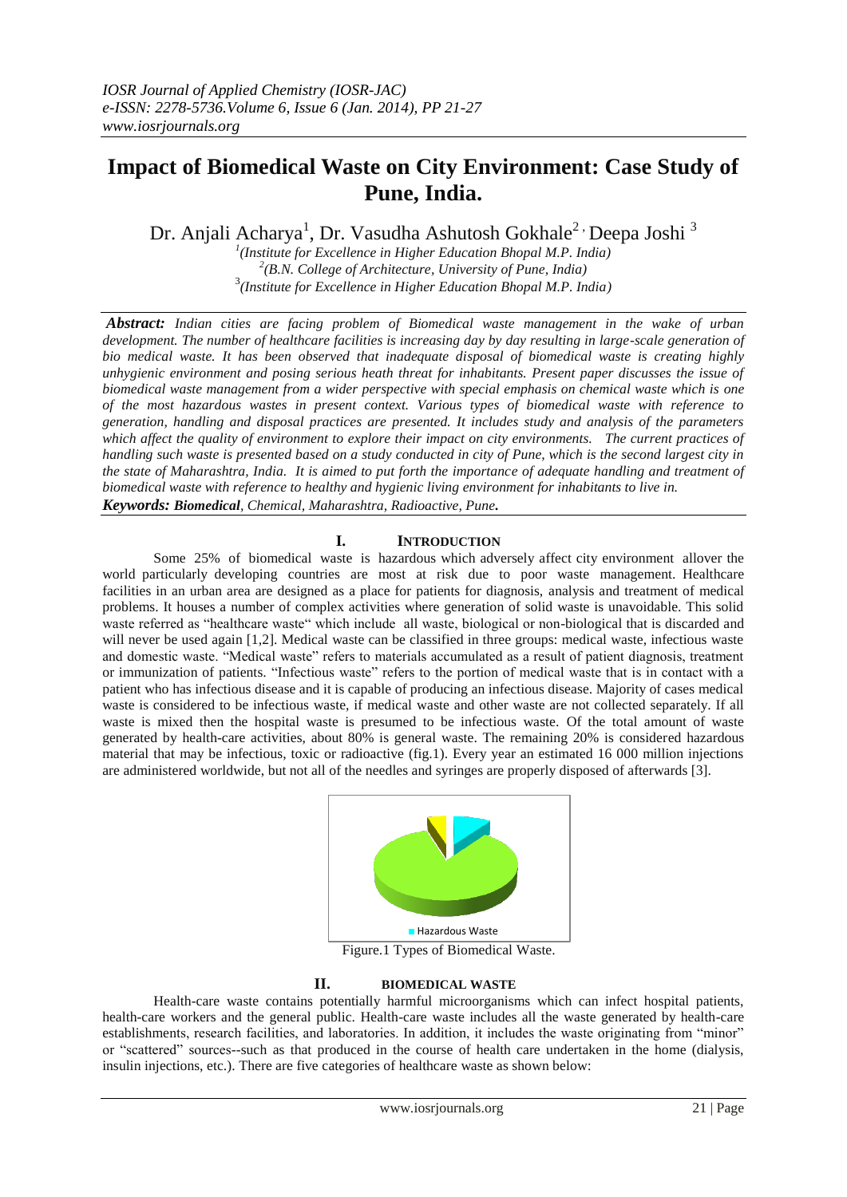# Impact of Biomedical Waste on City Environment: Case Study of Pune, India.

Dr. Anjali Acharya[1], Dr. Vasudha Ashutosh Gokhale[2], Deepa Joshi [3]

[1](Institute for Excellence in Higher Education Bhopal M.P. India)
[2](B.N. College of Architecture, University of Pune, India)
[3](Institute for Excellence in Higher Education Bhopal M.P. India)

***Abstract:*** *Indian cities are facing problem of Biomedical waste management in the wake of urban development. The number of healthcare facilities is increasing day by day resulting in large-scale generation of bio medical waste. It has been observed that inadequate disposal of biomedical waste is creating highly unhygienic environment and posing serious heath threat for inhabitants. Present paper discusses the issue of biomedical waste management from a wider perspective with special emphasis on chemical waste which is one of the most hazardous wastes in present context. Various types of biomedical waste with reference to generation, handling and disposal practices are presented. It includes study and analysis of the parameters which affect the quality of environment to explore their impact on city environments. The current practices of handling such waste is presented based on a study conducted in city of Pune, which is the second largest city in the state of Maharashtra, India. It is aimed to put forth the importance of adequate handling and treatment of biomedical waste with reference to healthy and hygienic living environment for inhabitants to live in.*

***Keywords: Biomedical****, Chemical, Maharashtra, Radioactive, Pune****.***

## I. INTRODUCTION

Some 25% of biomedical waste is hazardous which adversely affect city environment allover the world particularly developing countries are most at risk due to poor waste management. Healthcare facilities in an urban area are designed as a place for patients for diagnosis, analysis and treatment of medical problems. It houses a number of complex activities where generation of solid waste is unavoidable. This solid waste referred as "healthcare waste" which include all waste, biological or non-biological that is discarded and will never be used again [1,2]. Medical waste can be classified in three groups: medical waste, infectious waste and domestic waste. "Medical waste" refers to materials accumulated as a result of patient diagnosis, treatment or immunization of patients. "Infectious waste" refers to the portion of medical waste that is in contact with a patient who has infectious disease and it is capable of producing an infectious disease. Majority of cases medical waste is considered to be infectious waste, if medical waste and other waste are not collected separately. If all waste is mixed then the hospital waste is presumed to be infectious waste. Of the total amount of waste generated by health-care activities, about 80% is general waste. The remaining 20% is considered hazardous material that may be infectious, toxic or radioactive (fig.1). Every year an estimated 16 000 million injections are administered worldwide, but not all of the needles and syringes are properly disposed of afterwards [3].

Hazardous Waste

Figure.1 Types of Biomedical Waste.

## II. BIOMEDICAL WASTE

Health-care waste contains potentially harmful microorganisms which can infect hospital patients, health-care workers and the general public. Health-care waste includes all the waste generated by health-care establishments, research facilities, and laboratories. In addition, it includes the waste originating from "minor" or "scattered" sources--such as that produced in the course of health care undertaken in the home (dialysis, insulin injections, etc.). There are five categories of healthcare waste as shown below: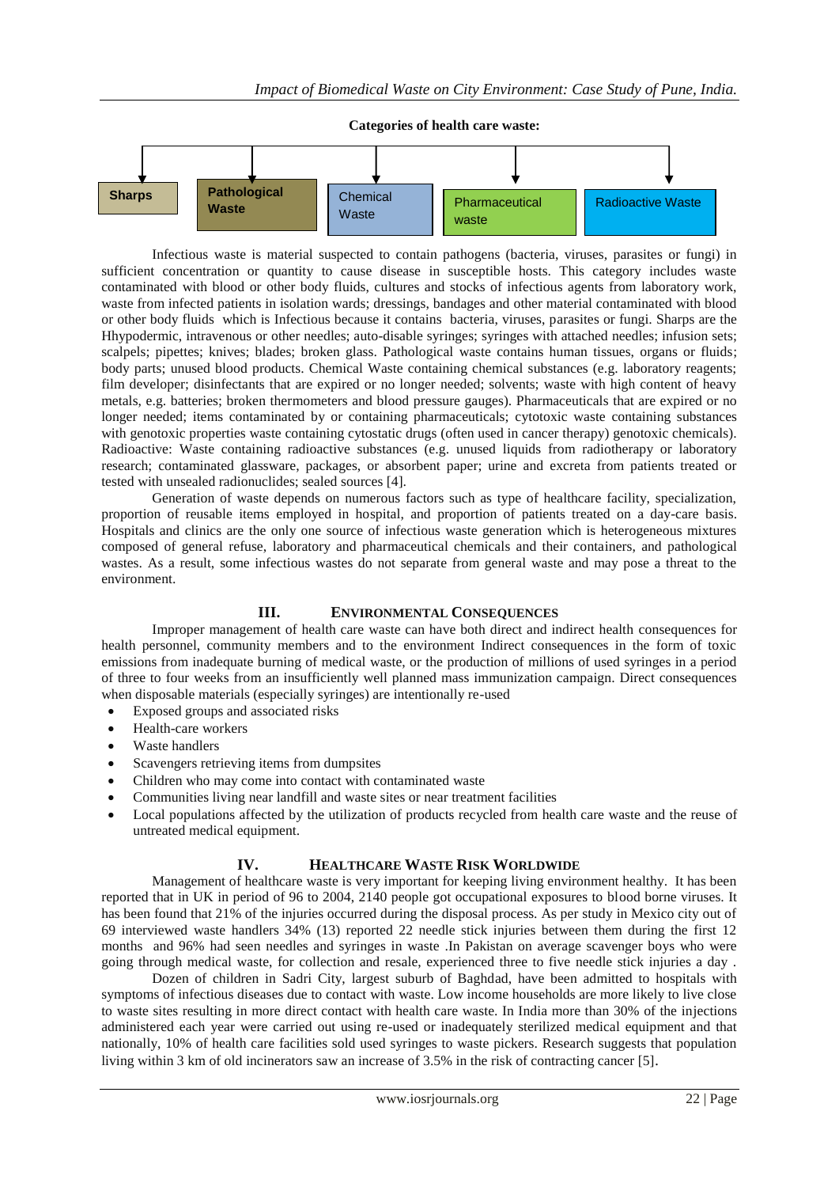**Categories of health care waste:**

- **Sharps**
- **Pathological Waste**
- Chemical Waste
- Pharmaceutical waste
- Radioactive Waste

Infectious waste is material suspected to contain pathogens (bacteria, viruses, parasites or fungi) in sufficient concentration or quantity to cause disease in susceptible hosts. This category includes waste contaminated with blood or other body fluids, cultures and stocks of infectious agents from laboratory work, waste from infected patients in isolation wards; dressings, bandages and other material contaminated with blood or other body fluids which is Infectious because it contains bacteria, viruses, parasites or fungi. Sharps are the Hhypodermic, intravenous or other needles; auto-disable syringes; syringes with attached needles; infusion sets; scalpels; pipettes; knives; blades; broken glass. Pathological waste contains human tissues, organs or fluids; body parts; unused blood products. Chemical Waste containing chemical substances (e.g. laboratory reagents; film developer; disinfectants that are expired or no longer needed; solvents; waste with high content of heavy metals, e.g. batteries; broken thermometers and blood pressure gauges). Pharmaceuticals that are expired or no longer needed; items contaminated by or containing pharmaceuticals; cytotoxic waste containing substances with genotoxic properties waste containing cytostatic drugs (often used in cancer therapy) genotoxic chemicals). Radioactive: Waste containing radioactive substances (e.g. unused liquids from radiotherapy or laboratory research; contaminated glassware, packages, or absorbent paper; urine and excreta from patients treated or tested with unsealed radionuclides; sealed sources [4].

Generation of waste depends on numerous factors such as type of healthcare facility, specialization, proportion of reusable items employed in hospital, and proportion of patients treated on a day-care basis. Hospitals and clinics are the only one source of infectious waste generation which is heterogeneous mixtures composed of general refuse, laboratory and pharmaceutical chemicals and their containers, and pathological wastes. As a result, some infectious wastes do not separate from general waste and may pose a threat to the environment.

## III. Environmental Consequences

Improper management of health care waste can have both direct and indirect health consequences for health personnel, community members and to the environment Indirect consequences in the form of toxic emissions from inadequate burning of medical waste, or the production of millions of used syringes in a period of three to four weeks from an insufficiently well planned mass immunization campaign. Direct consequences when disposable materials (especially syringes) are intentionally re-used

- Exposed groups and associated risks
- Health-care workers
- Waste handlers
- Scavengers retrieving items from dumpsites
- Children who may come into contact with contaminated waste
- Communities living near landfill and waste sites or near treatment facilities
- Local populations affected by the utilization of products recycled from health care waste and the reuse of untreated medical equipment.

## IV. Healthcare Waste Risk Worldwide

Management of healthcare waste is very important for keeping living environment healthy. It has been reported that in UK in period of 96 to 2004, 2140 people got occupational exposures to blood borne viruses. It has been found that 21% of the injuries occurred during the disposal process. As per study in Mexico city out of 69 interviewed waste handlers 34% (13) reported 22 needle stick injuries between them during the first 12 months and 96% had seen needles and syringes in waste .In Pakistan on average scavenger boys who were going through medical waste, for collection and resale, experienced three to five needle stick injuries a day .

Dozen of children in Sadri City, largest suburb of Baghdad, have been admitted to hospitals with symptoms of infectious diseases due to contact with waste. Low income households are more likely to live close to waste sites resulting in more direct contact with health care waste. In India more than 30% of the injections administered each year were carried out using re-used or inadequately sterilized medical equipment and that nationally, 10% of health care facilities sold used syringes to waste pickers. Research suggests that population living within 3 km of old incinerators saw an increase of 3.5% in the risk of contracting cancer [5].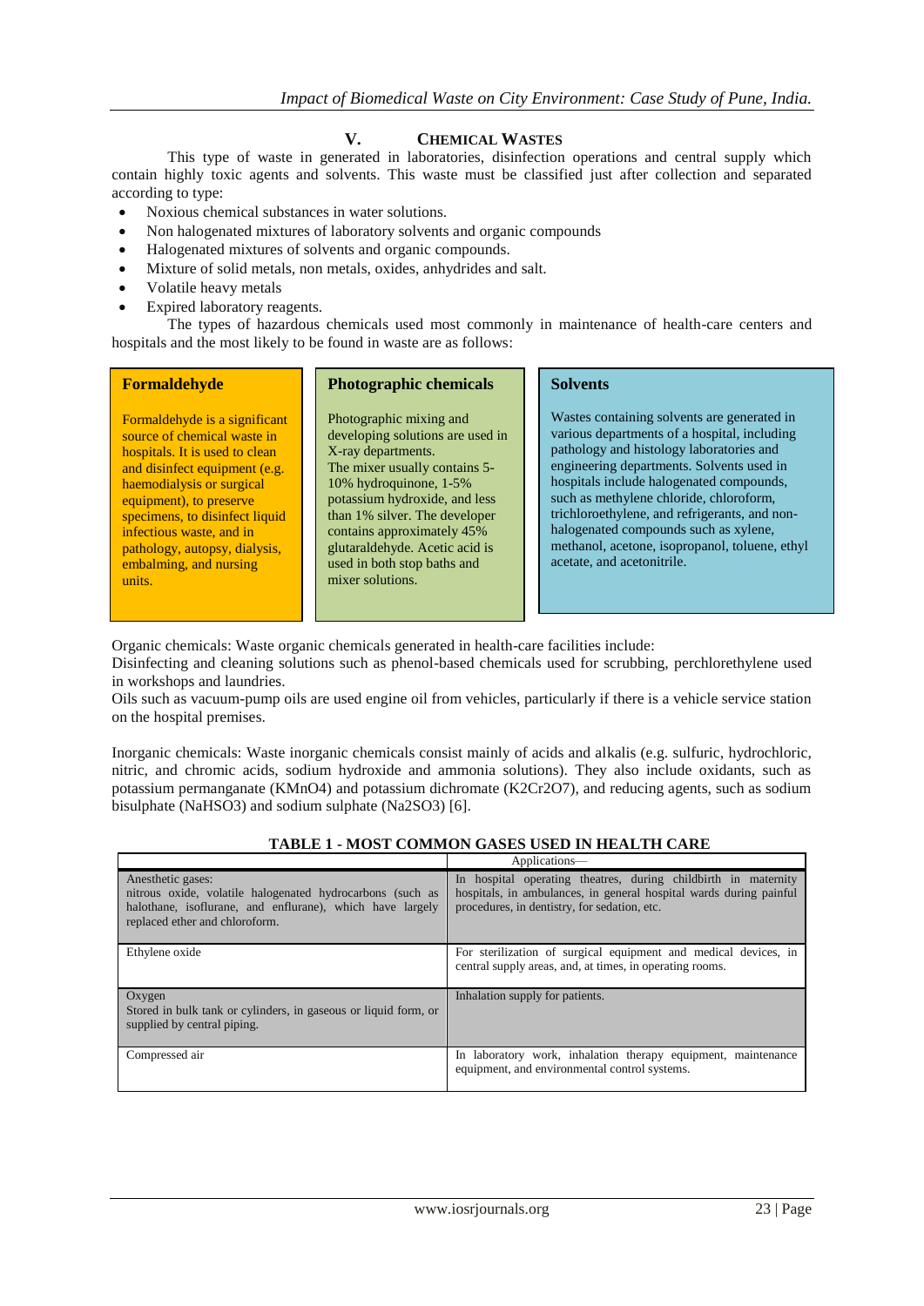## V. CHEMICAL WASTES

This type of waste in generated in laboratories, disinfection operations and central supply which contain highly toxic agents and solvents. This waste must be classified just after collection and separated according to type:

- Noxious chemical substances in water solutions.
- Non halogenated mixtures of laboratory solvents and organic compounds
- Halogenated mixtures of solvents and organic compounds.
- Mixture of solid metals, non metals, oxides, anhydrides and salt.
- Volatile heavy metals
- Expired laboratory reagents.

The types of hazardous chemicals used most commonly in maintenance of health-care centers and hospitals and the most likely to be found in waste are as follows:

**Formaldehyde**

Formaldehyde is a significant source of chemical waste in hospitals. It is used to clean and disinfect equipment (e.g. haemodialysis or surgical equipment), to preserve specimens, to disinfect liquid infectious waste, and in pathology, autopsy, dialysis, embalming, and nursing units.

**Photographic chemicals**

Photographic mixing and developing solutions are used in X-ray departments. The mixer usually contains 5-10% hydroquinone, 1-5% potassium hydroxide, and less than 1% silver. The developer contains approximately 45% glutaraldehyde. Acetic acid is used in both stop baths and mixer solutions.

**Solvents**

Wastes containing solvents are generated in various departments of a hospital, including pathology and histology laboratories and engineering departments. Solvents used in hospitals include halogenated compounds, such as methylene chloride, chloroform, trichloroethylene, and refrigerants, and non-halogenated compounds such as xylene, methanol, acetone, isopropanol, toluene, ethyl acetate, and acetonitrile.

Organic chemicals: Waste organic chemicals generated in health-care facilities include:

Disinfecting and cleaning solutions such as phenol-based chemicals used for scrubbing, perchlorethylene used in workshops and laundries.

Oils such as vacuum-pump oils are used engine oil from vehicles, particularly if there is a vehicle service station on the hospital premises.

Inorganic chemicals: Waste inorganic chemicals consist mainly of acids and alkalis (e.g. sulfuric, hydrochloric, nitric, and chromic acids, sodium hydroxide and ammonia solutions). They also include oxidants, such as potassium permanganate ($KMnO_4$) and potassium dichromate ($K_2Cr_2O_7$), and reducing agents, such as sodium bisulphate ($NaHSO_3$) and sodium sulphate ($Na_2SO_3$) [6].

**TABLE 1 - MOST COMMON GASES USED IN HEALTH CARE**

| | Applications— |
|---|---|
| Anesthetic gases: nitrous oxide, volatile halogenated hydrocarbons (such as halothane, isoflurane, and enflurane), which have largely replaced ether and chloroform. | In hospital operating theatres, during childbirth in maternity hospitals, in ambulances, in general hospital wards during painful procedures, in dentistry, for sedation, etc. |
| Ethylene oxide | For sterilization of surgical equipment and medical devices, in central supply areas, and, at times, in operating rooms. |
| Oxygen Stored in bulk tank or cylinders, in gaseous or liquid form, or supplied by central piping. | Inhalation supply for patients. |
| Compressed air | In laboratory work, inhalation therapy equipment, maintenance equipment, and environmental control systems. |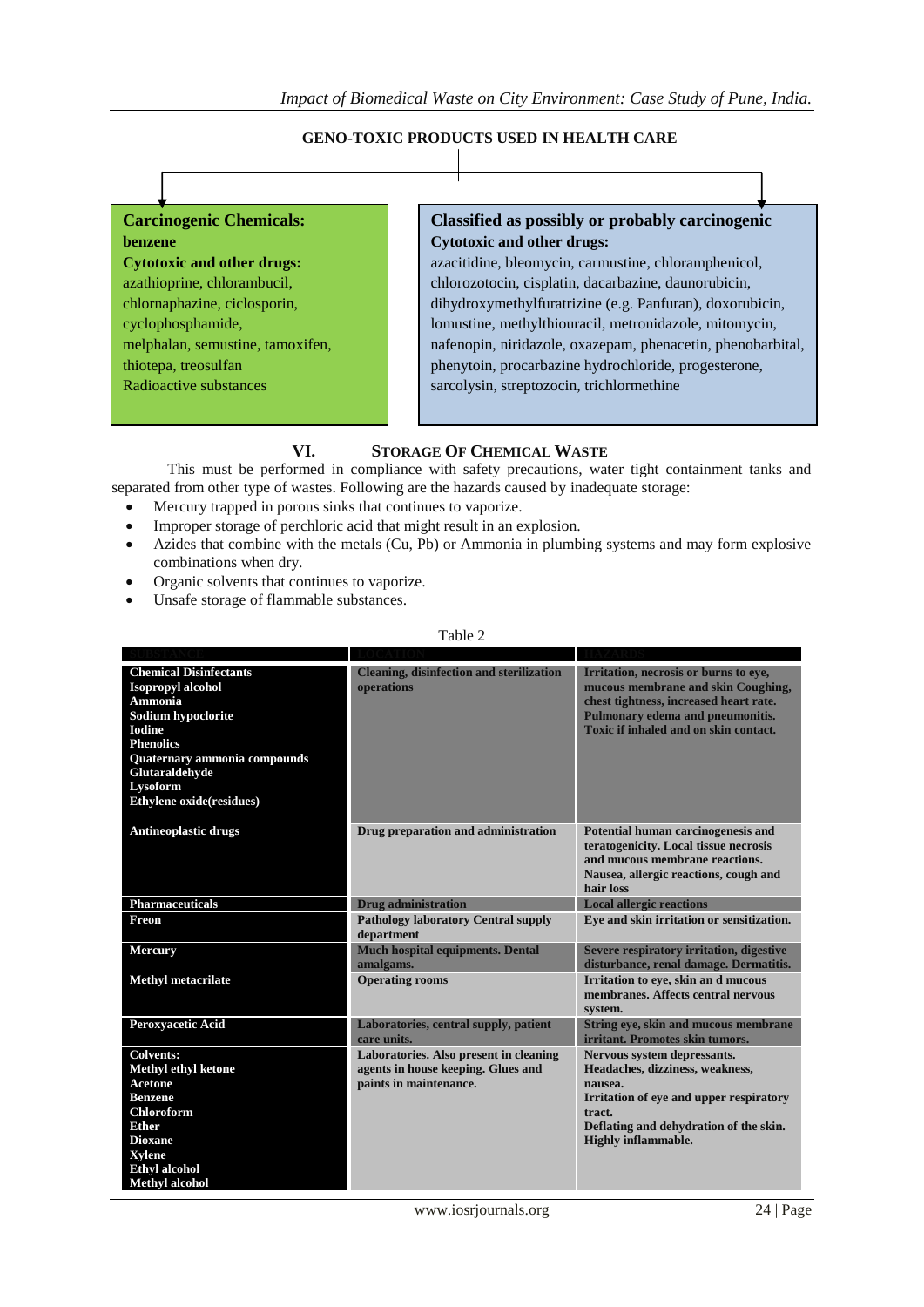**GENO-TOXIC PRODUCTS USED IN HEALTH CARE**

**Carcinogenic Chemicals:**
**benzene**
**Cytotoxic and other drugs:**
azathioprine, chlorambucil, chlornaphazine, ciclosporin, cyclophosphamide, melphalan, semustine, tamoxifen, thiotepa, treosulfan
Radioactive substances

**Classified as possibly or probably carcinogenic**
**Cytotoxic and other drugs:**
azacitidine, bleomycin, carmustine, chloramphenicol, chlorozotocin, cisplatin, dacarbazine, daunorubicin, dihydroxymethylfuratrizine (e.g. Panfuran), doxorubicin, lomustine, methylthiouracil, metronidazole, mitomycin, nafenopin, niridazole, oxazepam, phenacetin, phenobarbital, phenytoin, procarbazine hydrochloride, progesterone, sarcolysin, streptozocin, trichlormethine

## VI. Storage Of Chemical Waste

This must be performed in compliance with safety precautions, water tight containment tanks and separated from other type of wastes. Following are the hazards caused by inadequate storage:

- Mercury trapped in porous sinks that continues to vaporize.
- Improper storage of perchloric acid that might result in an explosion.
- Azides that combine with the metals (Cu, Pb) or Ammonia in plumbing systems and may form explosive combinations when dry.
- Organic solvents that continues to vaporize.
- Unsafe storage of flammable substances.

Table 2

| SUBSTANCE | LOCATION | HAZARDS |
|---|---|---|
| **Chemical Disinfectants**<br>**Isopropyl alcohol**<br>**Ammonia**<br>**Sodium hypoclorite**<br>**Iodine**<br>**Phenolics**<br>**Quaternary ammonia compounds**<br>**Glutaraldehyde**<br>**Lysoform**<br>**Ethylene oxide(residues)** | **Cleaning, disinfection and sterilization operations** | **Irritation, necrosis or burns to eye, mucous membrane and skin Coughing, chest tightness, increased heart rate. Pulmonary edema and pneumonitis. Toxic if inhaled and on skin contact.** |
| **Antineoplastic drugs** | **Drug preparation and administration** | **Potential human carcinogenesis and teratogenicity. Local tissue necrosis and mucous membrane reactions. Nausea, allergic reactions, cough and hair loss** |
| **Pharmaceuticals** | **Drug administration** | **Local allergic reactions** |
| **Freon** | **Pathology laboratory Central supply department** | **Eye and skin irritation or sensitization.** |
| **Mercury** | **Much hospital equipments. Dental amalgams.** | **Severe respiratory irritation, digestive disturbance, renal damage. Dermatitis.** |
| **Methyl metacrilate** | **Operating rooms** | **Irritation to eye, skin an d mucous membranes. Affects central nervous system.** |
| **Peroxyacetic Acid** | **Laboratories, central supply, patient care units.** | **String eye, skin and mucous membrane irritant. Promotes skin tumors.** |
| **Colvents:**<br>**Methyl ethyl ketone**<br>**Acetone**<br>**Benzene**<br>**Chloroform**<br>**Ether**<br>**Dioxane**<br>**Xylene**<br>**Ethyl alcohol**<br>**Methyl alcohol** | **Laboratories. Also present in cleaning agents in house keeping. Glues and paints in maintenance.** | **Nervous system depressants. Headaches, dizziness, weakness, nausea. Irritation of eye and upper respiratory tract. Deflating and dehydration of the skin. Highly inflammable.** |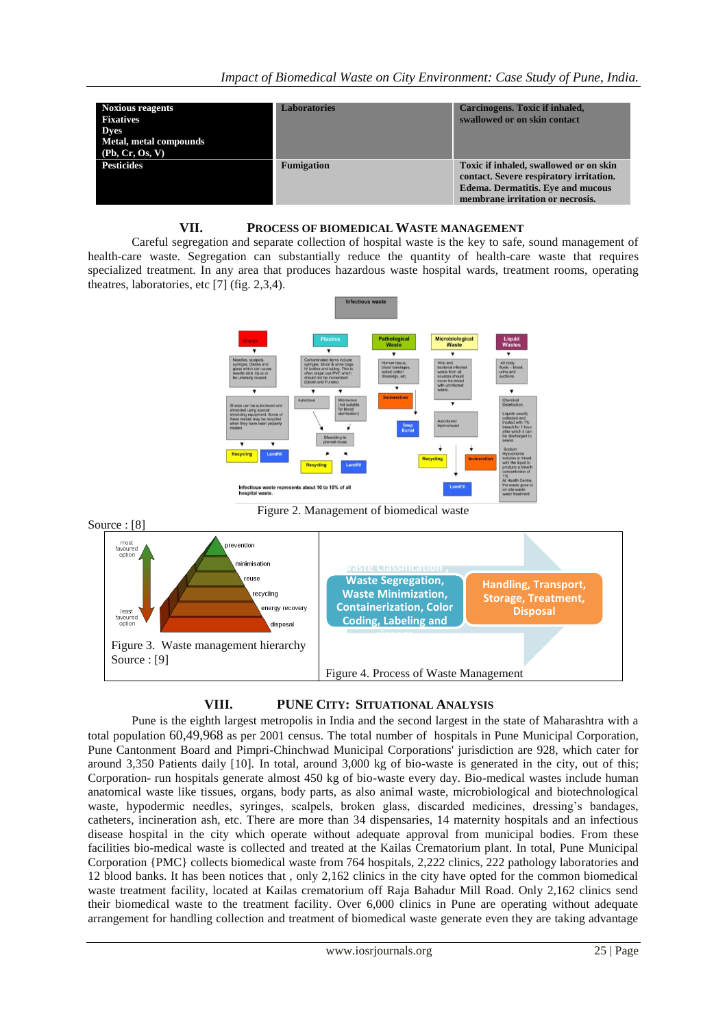| Noxious reagents<br>Fixatives<br>Dyes<br>Metal, metal compounds (Pb, Cr, Os, V) | Laboratories | Carcinogens. Toxic if inhaled, swallowed or on skin contact |
|---|---|---|
| Pesticides | Fumigation | Toxic if inhaled, swallowed or on skin contact. Severe respiratory irritation. Edema. Dermatitis. Eye and mucous membrane irritation or necrosis. |

## VII. PROCESS OF BIOMEDICAL WASTE MANAGEMENT

Careful segregation and separate collection of hospital waste is the key to safe, sound management of health-care waste. Segregation can substantially reduce the quantity of health-care waste that requires specialized treatment. In any area that produces hazardous waste hospital wards, treatment rooms, operating theatres, laboratories, etc [7] (fig. 2,3,4).

Figure 2. Management of biomedical waste

Source : [8]

Figure 3. Waste management hierarchy
Source : [9]

Figure 4. Process of Waste Management

## VIII. PUNE CITY: SITUATIONAL ANALYSIS

Pune is the eighth largest metropolis in India and the second largest in the state of Maharashtra with a total population 60,49,968 as per 2001 census. The total number of hospitals in Pune Municipal Corporation, Pune Cantonment Board and Pimpri-Chinchwad Municipal Corporations' jurisdiction are 928, which cater for around 3,350 Patients daily [10]. In total, around 3,000 kg of bio-waste is generated in the city, out of this; Corporation- run hospitals generate almost 450 kg of bio-waste every day. Bio-medical wastes include human anatomical waste like tissues, organs, body parts, as also animal waste, microbiological and biotechnological waste, hypodermic needles, syringes, scalpels, broken glass, discarded medicines, dressing's bandages, catheters, incineration ash, etc. There are more than 34 dispensaries, 14 maternity hospitals and an infectious disease hospital in the city which operate without adequate approval from municipal bodies. From these facilities bio-medical waste is collected and treated at the Kailas Crematorium plant. In total, Pune Municipal Corporation {PMC} collects biomedical waste from 764 hospitals, 2,222 clinics, 222 pathology laboratories and 12 blood banks. It has been notices that , only 2,162 clinics in the city have opted for the common biomedical waste treatment facility, located at Kailas crematorium off Raja Bahadur Mill Road. Only 2,162 clinics send their biomedical waste to the treatment facility. Over 6,000 clinics in Pune are operating without adequate arrangement for handling collection and treatment of biomedical waste generate even they are taking advantage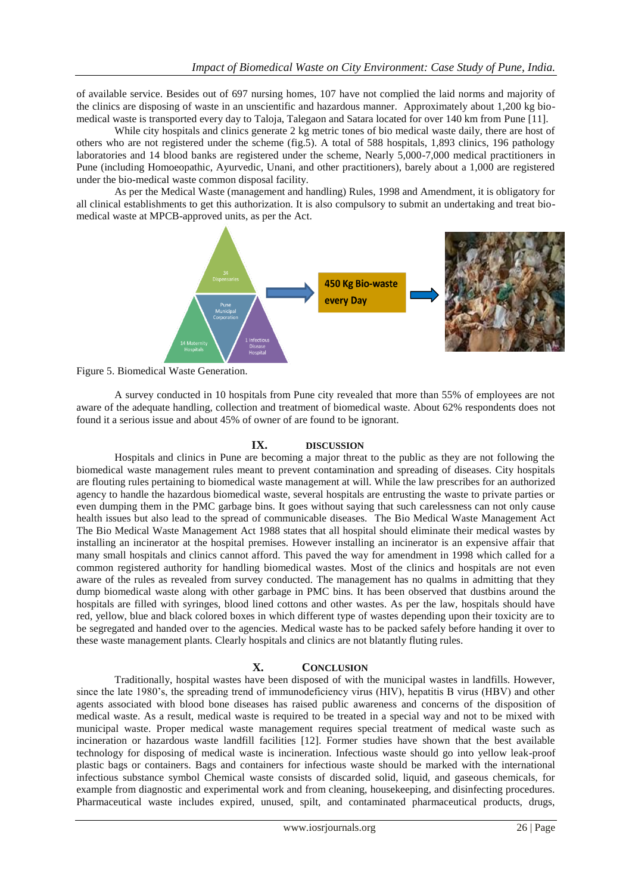of available service. Besides out of 697 nursing homes, 107 have not complied the laid norms and majority of the clinics are disposing of waste in an unscientific and hazardous manner. Approximately about 1,200 kg bio-medical waste is transported every day to Taloja, Talegaon and Satara located for over 140 km from Pune [11].

While city hospitals and clinics generate 2 kg metric tones of bio medical waste daily, there are host of others who are not registered under the scheme (fig.5). A total of 588 hospitals, 1,893 clinics, 196 pathology laboratories and 14 blood banks are registered under the scheme, Nearly 5,000-7,000 medical practitioners in Pune (including Homoeopathic, Ayurvedic, Unani, and other practitioners), barely about a 1,000 are registered under the bio-medical waste common disposal facility.

As per the Medical Waste (management and handling) Rules, 1998 and Amendment, it is obligatory for all clinical establishments to get this authorization. It is also compulsory to submit an undertaking and treat bio-medical waste at MPCB-approved units, as per the Act.

Figure 5. Biomedical Waste Generation.

A survey conducted in 10 hospitals from Pune city revealed that more than 55% of employees are not aware of the adequate handling, collection and treatment of biomedical waste. About 62% respondents does not found it a serious issue and about 45% of owner of are found to be ignorant.

## IX. DISCUSSION

Hospitals and clinics in Pune are becoming a major threat to the public as they are not following the biomedical waste management rules meant to prevent contamination and spreading of diseases. City hospitals are flouting rules pertaining to biomedical waste management at will. While the law prescribes for an authorized agency to handle the hazardous biomedical waste, several hospitals are entrusting the waste to private parties or even dumping them in the PMC garbage bins. It goes without saying that such carelessness can not only cause health issues but also lead to the spread of communicable diseases. The Bio Medical Waste Management Act The Bio Medical Waste Management Act 1988 states that all hospital should eliminate their medical wastes by installing an incinerator at the hospital premises. However installing an incinerator is an expensive affair that many small hospitals and clinics cannot afford. This paved the way for amendment in 1998 which called for a common registered authority for handling biomedical wastes. Most of the clinics and hospitals are not even aware of the rules as revealed from survey conducted. The management has no qualms in admitting that they dump biomedical waste along with other garbage in PMC bins. It has been observed that dustbins around the hospitals are filled with syringes, blood lined cottons and other wastes. As per the law, hospitals should have red, yellow, blue and black colored boxes in which different type of wastes depending upon their toxicity are to be segregated and handed over to the agencies. Medical waste has to be packed safely before handing it over to these waste management plants. Clearly hospitals and clinics are not blatantly fluting rules.

## X. CONCLUSION

Traditionally, hospital wastes have been disposed of with the municipal wastes in landfills. However, since the late 1980's, the spreading trend of immunodeficiency virus (HIV), hepatitis B virus (HBV) and other agents associated with blood bone diseases has raised public awareness and concerns of the disposition of medical waste. As a result, medical waste is required to be treated in a special way and not to be mixed with municipal waste. Proper medical waste management requires special treatment of medical waste such as incineration or hazardous waste landfill facilities [12]. Former studies have shown that the best available technology for disposing of medical waste is incineration. Infectious waste should go into yellow leak-proof plastic bags or containers. Bags and containers for infectious waste should be marked with the international infectious substance symbol Chemical waste consists of discarded solid, liquid, and gaseous chemicals, for example from diagnostic and experimental work and from cleaning, housekeeping, and disinfecting procedures. Pharmaceutical waste includes expired, unused, spilt, and contaminated pharmaceutical products, drugs,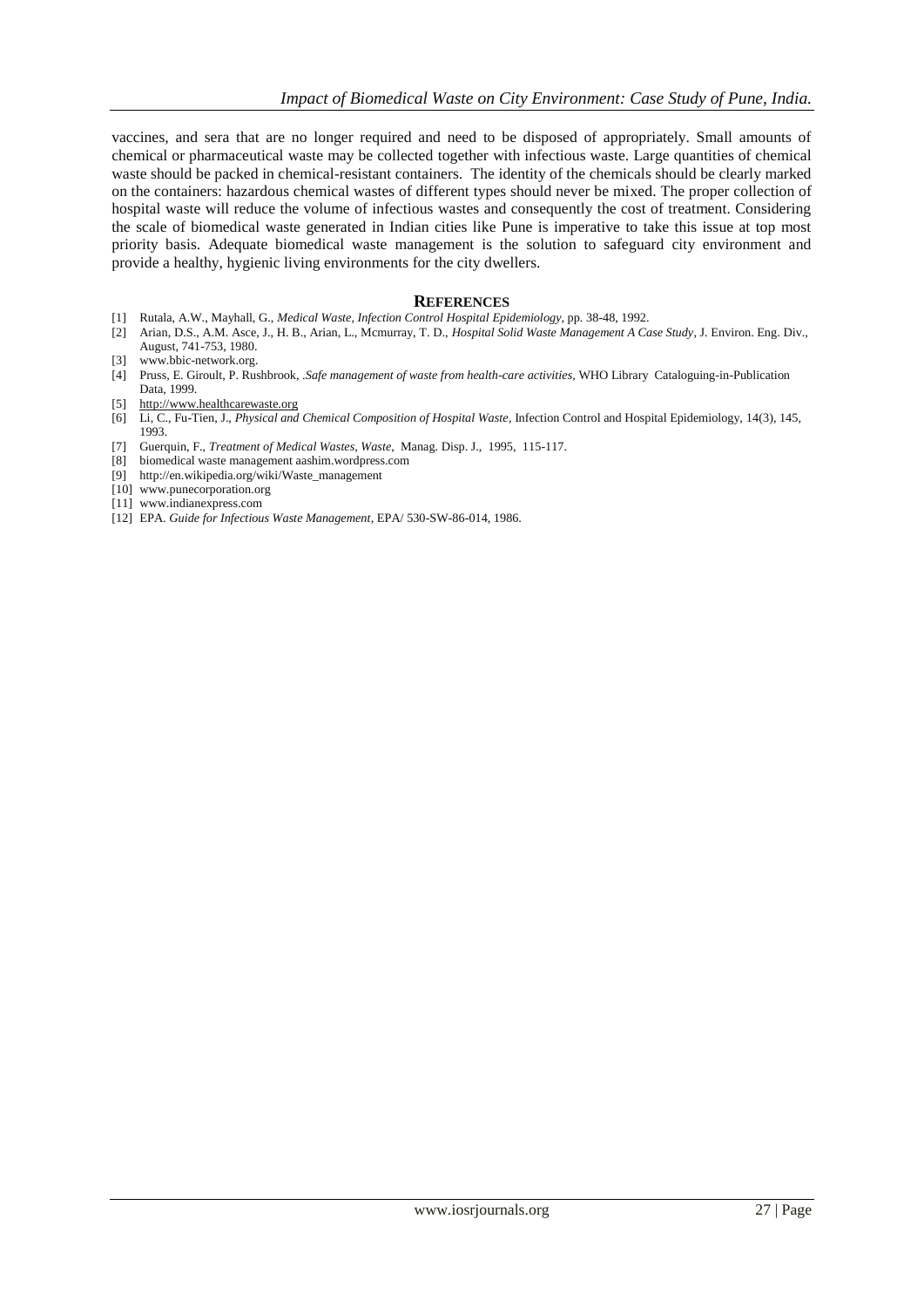vaccines, and sera that are no longer required and need to be disposed of appropriately. Small amounts of chemical or pharmaceutical waste may be collected together with infectious waste. Large quantities of chemical waste should be packed in chemical-resistant containers. The identity of the chemicals should be clearly marked on the containers: hazardous chemical wastes of different types should never be mixed. The proper collection of hospital waste will reduce the volume of infectious wastes and consequently the cost of treatment. Considering the scale of biomedical waste generated in Indian cities like Pune is imperative to take this issue at top most priority basis. Adequate biomedical waste management is the solution to safeguard city environment and provide a healthy, hygienic living environments for the city dwellers.

## REFERENCES

[1] Rutala, A.W., Mayhall, G., *Medical Waste, Infection Control Hospital Epidemiology*, pp. 38-48, 1992.
[2] Arian, D.S., A.M. Asce, J., H. B., Arian, L., Mcmurray, T. D., *Hospital Solid Waste Management A Case Study*, J. Environ. Eng. Div., August, 741-753, 1980.
[3] www.bbic-network.org.
[4] Pruss, E. Giroult, P. Rushbrook, .*Safe management of waste from health-care activities*, WHO Library Cataloguing-in-Publication Data, 1999.
[5] http://www.healthcarewaste.org
[6] Li, C., Fu-Tien, J., *Physical and Chemical Composition of Hospital Waste*, Infection Control and Hospital Epidemiology, 14(3), 145, 1993.
[7] Guerquin, F., *Treatment of Medical Wastes, Waste*, Manag. Disp. J., 1995, 115-117.
[8] biomedical waste management aashim.wordpress.com
[9] http://en.wikipedia.org/wiki/Waste_management
[10] www.punecorporation.org
[11] www.indianexpress.com
[12] EPA. *Guide for Infectious Waste Management*, EPA/ 530-SW-86-014, 1986.